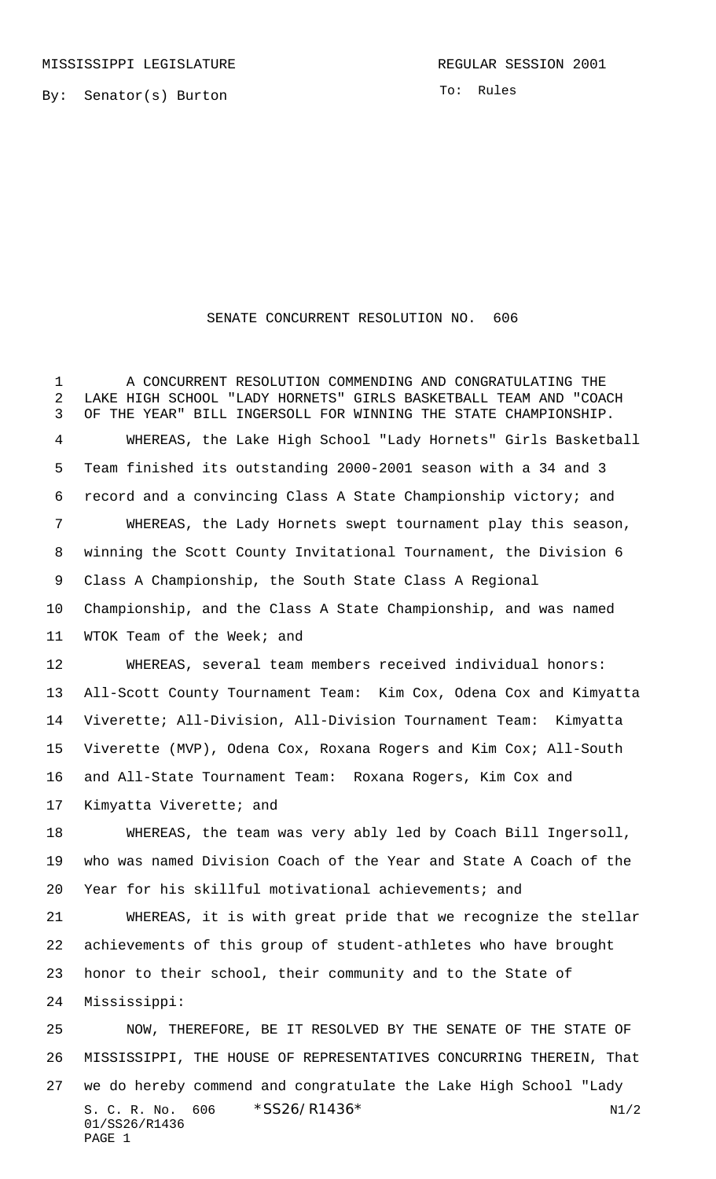MISSISSIPPI LEGISLATURE REGULAR SESSION 2001

By: Senator(s) Burton

To: Rules

# SENATE CONCURRENT RESOLUTION NO. 606

A CONCURRENT RESOLUTION COMMENDING AND CONGRATULATING THE LAKE HIGH SCHOOL "LADY HORNETS" GIRLS BASKETBALL TEAM AND "COACH OF THE YEAR" BILL INGERSOLL FOR WINNING THE STATE CHAMPIONSHIP.

WHEREAS, the Lake High School "Lady Hornets" Girls Basketball Team finished its outstanding 2000-2001 season with a 34 and 3 record and a convincing Class A State Championship victory; and

WHEREAS, the Lady Hornets swept tournament play this season, winning the Scott County Invitational Tournament, the Division 6 Class A Championship, the South State Class A Regional Championship, and the Class A State Championship, and was named WTOK Team of the Week; and

WHEREAS, several team members received individual honors: All-Scott County Tournament Team: Kim Cox, Odena Cox and Kimyatta Viverette; All-Division, All-Division Tournament Team: Kimyatta Viverette (MVP), Odena Cox, Roxana Rogers and Kim Cox; All-South and All-State Tournament Team: Roxana Rogers, Kim Cox and Kimyatta Viverette; and

WHEREAS, the team was very ably led by Coach Bill Ingersoll, who was named Division Coach of the Year and State A Coach of the Year for his skillful motivational achievements; and

WHEREAS, it is with great pride that we recognize the stellar achievements of this group of student-athletes who have brought honor to their school, their community and to the State of Mississippi:

NOW, THEREFORE, BE IT RESOLVED BY THE SENATE OF THE STATE OF MISSISSIPPI, THE HOUSE OF REPRESENTATIVES CONCURRING THEREIN, That we do hereby commend and congratulate the Lake High School "Lady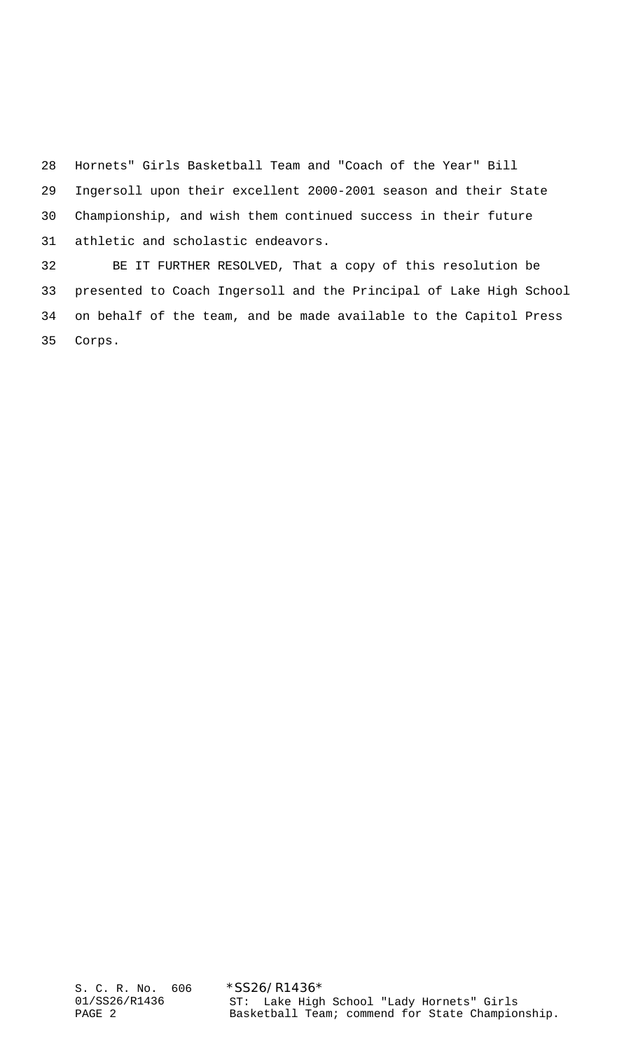Hornets" Girls Basketball Team and "Coach of the Year" Bill Ingersoll upon their excellent 2000-2001 season and their State Championship, and wish them continued success in their future athletic and scholastic endeavors.

BE IT FURTHER RESOLVED, That a copy of this resolution be presented to Coach Ingersoll and the Principal of Lake High School on behalf of the team, and be made available to the Capitol Press Corps.